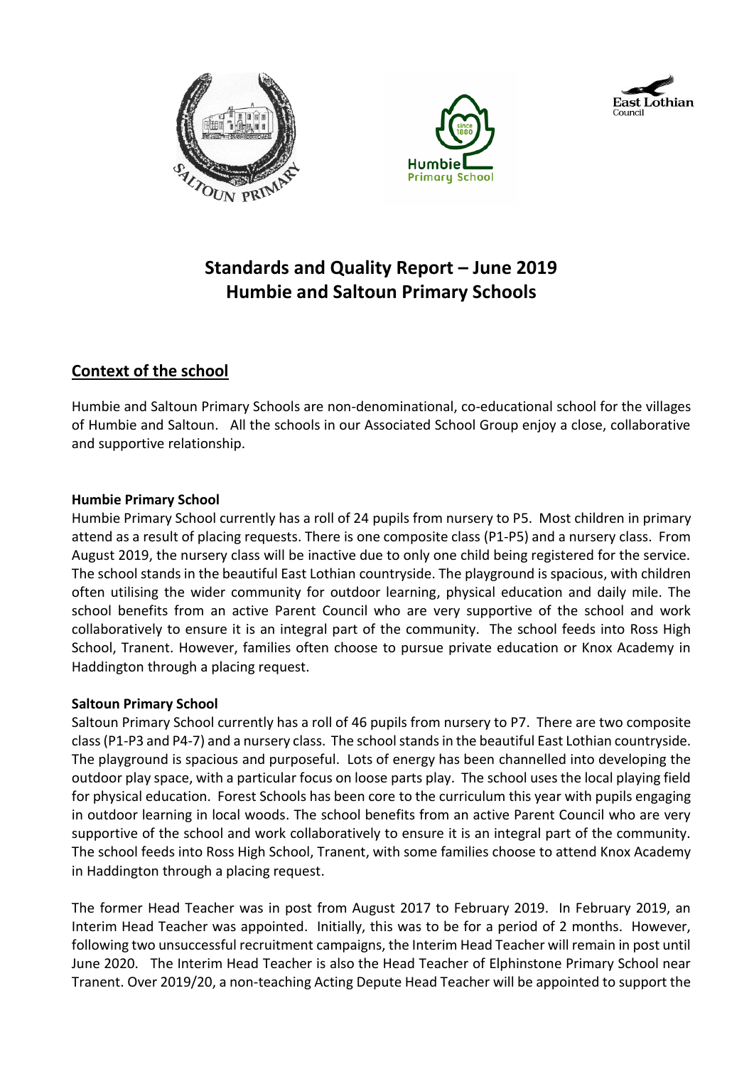# Standards and Quality Report – June 2019
# Humbie and Saltoun Primary Schools

## Context of the school

Humbie and Saltoun Primary Schools are non-denominational, co-educational school for the villages of Humbie and Saltoun. All the schools in our Associated School Group enjoy a close, collaborative and supportive relationship.

**Humbie Primary School**
Humbie Primary School currently has a roll of 24 pupils from nursery to P5. Most children in primary attend as a result of placing requests. There is one composite class (P1-P5) and a nursery class. From August 2019, the nursery class will be inactive due to only one child being registered for the service. The school stands in the beautiful East Lothian countryside. The playground is spacious, with children often utilising the wider community for outdoor learning, physical education and daily mile. The school benefits from an active Parent Council who are very supportive of the school and work collaboratively to ensure it is an integral part of the community. The school feeds into Ross High School, Tranent. However, families often choose to pursue private education or Knox Academy in Haddington through a placing request.

**Saltoun Primary School**
Saltoun Primary School currently has a roll of 46 pupils from nursery to P7. There are two composite class (P1-P3 and P4-7) and a nursery class. The school stands in the beautiful East Lothian countryside. The playground is spacious and purposeful. Lots of energy has been channelled into developing the outdoor play space, with a particular focus on loose parts play. The school uses the local playing field for physical education. Forest Schools has been core to the curriculum this year with pupils engaging in outdoor learning in local woods. The school benefits from an active Parent Council who are very supportive of the school and work collaboratively to ensure it is an integral part of the community. The school feeds into Ross High School, Tranent, with some families choose to attend Knox Academy in Haddington through a placing request.

The former Head Teacher was in post from August 2017 to February 2019. In February 2019, an Interim Head Teacher was appointed. Initially, this was to be for a period of 2 months. However, following two unsuccessful recruitment campaigns, the Interim Head Teacher will remain in post until June 2020. The Interim Head Teacher is also the Head Teacher of Elphinstone Primary School near Tranent. Over 2019/20, a non-teaching Acting Depute Head Teacher will be appointed to support the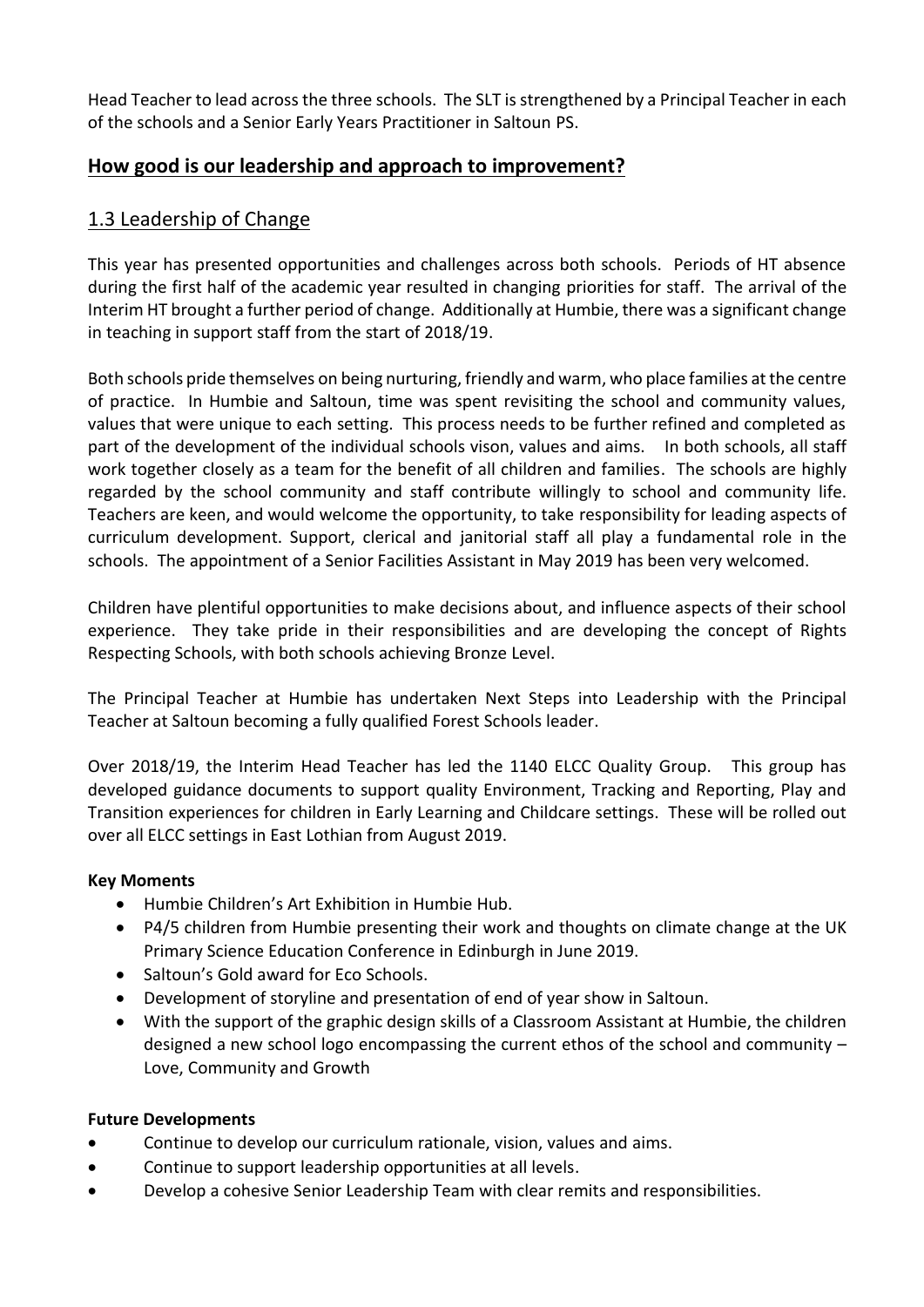Head Teacher to lead across the three schools. The SLT is strengthened by a Principal Teacher in each of the schools and a Senior Early Years Practitioner in Saltoun PS.

## How good is our leadership and approach to improvement?

### 1.3 Leadership of Change

This year has presented opportunities and challenges across both schools. Periods of HT absence during the first half of the academic year resulted in changing priorities for staff. The arrival of the Interim HT brought a further period of change. Additionally at Humbie, there was a significant change in teaching in support staff from the start of 2018/19.

Both schools pride themselves on being nurturing, friendly and warm, who place families at the centre of practice. In Humbie and Saltoun, time was spent revisiting the school and community values, values that were unique to each setting. This process needs to be further refined and completed as part of the development of the individual schools vison, values and aims. In both schools, all staff work together closely as a team for the benefit of all children and families. The schools are highly regarded by the school community and staff contribute willingly to school and community life. Teachers are keen, and would welcome the opportunity, to take responsibility for leading aspects of curriculum development. Support, clerical and janitorial staff all play a fundamental role in the schools. The appointment of a Senior Facilities Assistant in May 2019 has been very welcomed.

Children have plentiful opportunities to make decisions about, and influence aspects of their school experience. They take pride in their responsibilities and are developing the concept of Rights Respecting Schools, with both schools achieving Bronze Level.

The Principal Teacher at Humbie has undertaken Next Steps into Leadership with the Principal Teacher at Saltoun becoming a fully qualified Forest Schools leader.

Over 2018/19, the Interim Head Teacher has led the 1140 ELCC Quality Group. This group has developed guidance documents to support quality Environment, Tracking and Reporting, Play and Transition experiences for children in Early Learning and Childcare settings. These will be rolled out over all ELCC settings in East Lothian from August 2019.

**Key Moments**

- Humbie Children's Art Exhibition in Humbie Hub.
- P4/5 children from Humbie presenting their work and thoughts on climate change at the UK Primary Science Education Conference in Edinburgh in June 2019.
- Saltoun's Gold award for Eco Schools.
- Development of storyline and presentation of end of year show in Saltoun.
- With the support of the graphic design skills of a Classroom Assistant at Humbie, the children designed a new school logo encompassing the current ethos of the school and community – Love, Community and Growth

**Future Developments**

- Continue to develop our curriculum rationale, vision, values and aims.
- Continue to support leadership opportunities at all levels.
- Develop a cohesive Senior Leadership Team with clear remits and responsibilities.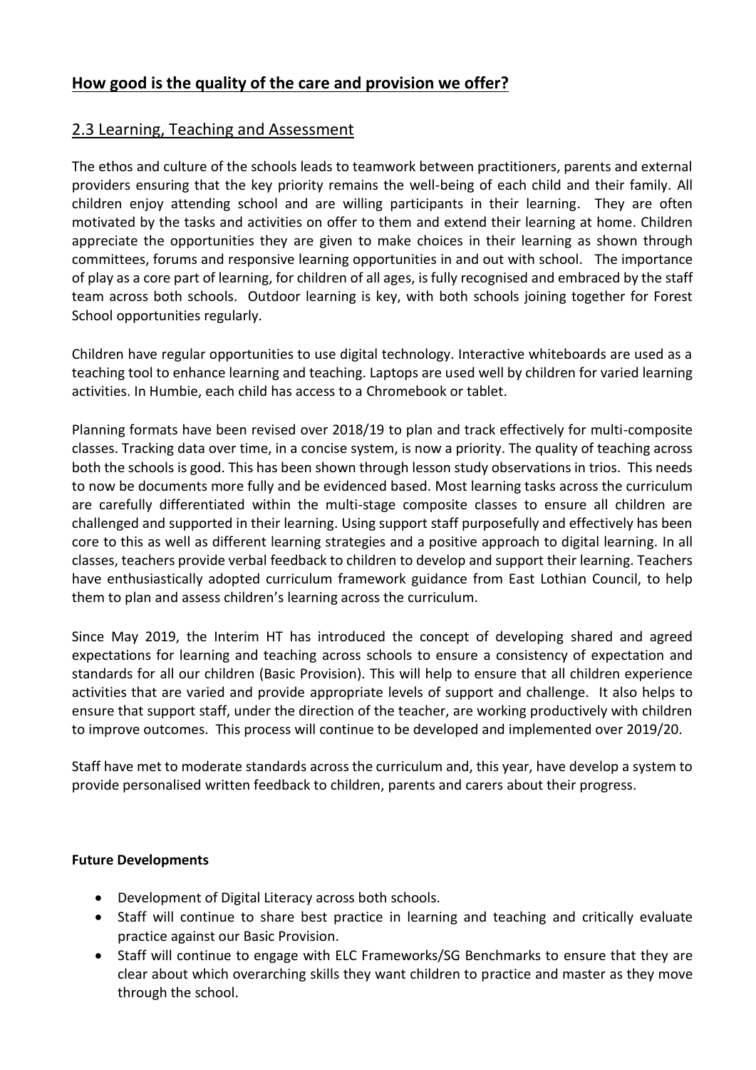## How good is the quality of the care and provision we offer?

## 2.3 Learning, Teaching and Assessment

The ethos and culture of the schools leads to teamwork between practitioners, parents and external providers ensuring that the key priority remains the well-being of each child and their family. All children enjoy attending school and are willing participants in their learning. They are often motivated by the tasks and activities on offer to them and extend their learning at home. Children appreciate the opportunities they are given to make choices in their learning as shown through committees, forums and responsive learning opportunities in and out with school. The importance of play as a core part of learning, for children of all ages, is fully recognised and embraced by the staff team across both schools. Outdoor learning is key, with both schools joining together for Forest School opportunities regularly.

Children have regular opportunities to use digital technology. Interactive whiteboards are used as a teaching tool to enhance learning and teaching. Laptops are used well by children for varied learning activities. In Humbie, each child has access to a Chromebook or tablet.

Planning formats have been revised over 2018/19 to plan and track effectively for multi-composite classes. Tracking data over time, in a concise system, is now a priority. The quality of teaching across both the schools is good. This has been shown through lesson study observations in trios. This needs to now be documents more fully and be evidenced based. Most learning tasks across the curriculum are carefully differentiated within the multi-stage composite classes to ensure all children are challenged and supported in their learning. Using support staff purposefully and effectively has been core to this as well as different learning strategies and a positive approach to digital learning. In all classes, teachers provide verbal feedback to children to develop and support their learning. Teachers have enthusiastically adopted curriculum framework guidance from East Lothian Council, to help them to plan and assess children's learning across the curriculum.

Since May 2019, the Interim HT has introduced the concept of developing shared and agreed expectations for learning and teaching across schools to ensure a consistency of expectation and standards for all our children (Basic Provision). This will help to ensure that all children experience activities that are varied and provide appropriate levels of support and challenge. It also helps to ensure that support staff, under the direction of the teacher, are working productively with children to improve outcomes. This process will continue to be developed and implemented over 2019/20.

Staff have met to moderate standards across the curriculum and, this year, have develop a system to provide personalised written feedback to children, parents and carers about their progress.

**Future Developments**

- Development of Digital Literacy across both schools.
- Staff will continue to share best practice in learning and teaching and critically evaluate practice against our Basic Provision.
- Staff will continue to engage with ELC Frameworks/SG Benchmarks to ensure that they are clear about which overarching skills they want children to practice and master as they move through the school.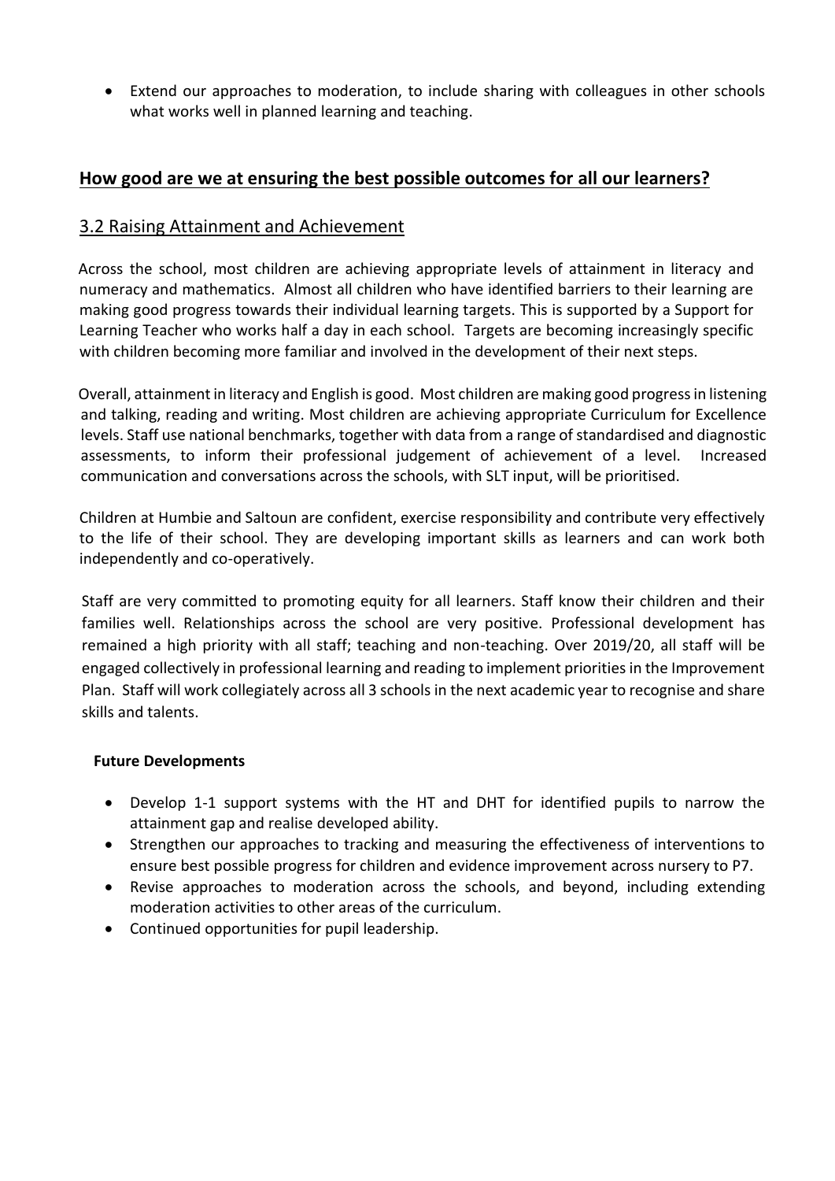- Extend our approaches to moderation, to include sharing with colleagues in other schools what works well in planned learning and teaching.

## How good are we at ensuring the best possible outcomes for all our learners?

### 3.2 Raising Attainment and Achievement

Across the school, most children are achieving appropriate levels of attainment in literacy and numeracy and mathematics. Almost all children who have identified barriers to their learning are making good progress towards their individual learning targets. This is supported by a Support for Learning Teacher who works half a day in each school. Targets are becoming increasingly specific with children becoming more familiar and involved in the development of their next steps.

Overall, attainment in literacy and English is good. Most children are making good progress in listening and talking, reading and writing. Most children are achieving appropriate Curriculum for Excellence levels. Staff use national benchmarks, together with data from a range of standardised and diagnostic assessments, to inform their professional judgement of achievement of a level. Increased communication and conversations across the schools, with SLT input, will be prioritised.

Children at Humbie and Saltoun are confident, exercise responsibility and contribute very effectively to the life of their school. They are developing important skills as learners and can work both independently and co-operatively.

Staff are very committed to promoting equity for all learners. Staff know their children and their families well. Relationships across the school are very positive. Professional development has remained a high priority with all staff; teaching and non-teaching. Over 2019/20, all staff will be engaged collectively in professional learning and reading to implement priorities in the Improvement Plan. Staff will work collegiately across all 3 schools in the next academic year to recognise and share skills and talents.

**Future Developments**

- Develop 1-1 support systems with the HT and DHT for identified pupils to narrow the attainment gap and realise developed ability.
- Strengthen our approaches to tracking and measuring the effectiveness of interventions to ensure best possible progress for children and evidence improvement across nursery to P7.
- Revise approaches to moderation across the schools, and beyond, including extending moderation activities to other areas of the curriculum.
- Continued opportunities for pupil leadership.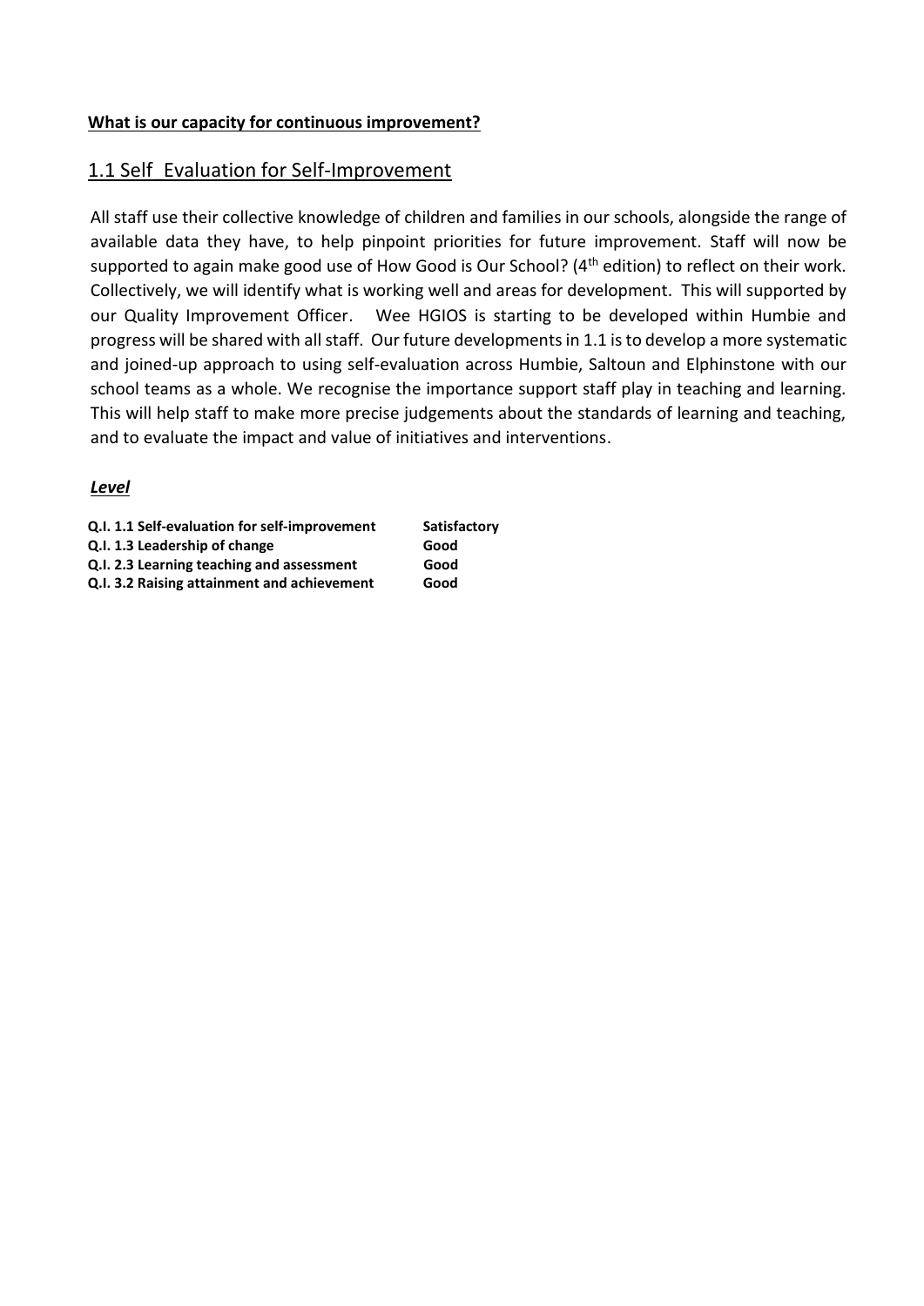**What is our capacity for continuous improvement?**

## 1.1 Self Evaluation for Self-Improvement

All staff use their collective knowledge of children and families in our schools, alongside the range of available data they have, to help pinpoint priorities for future improvement. Staff will now be supported to again make good use of How Good is Our School? (4th edition) to reflect on their work. Collectively, we will identify what is working well and areas for development. This will supported by our Quality Improvement Officer. Wee HGIOS is starting to be developed within Humbie and progress will be shared with all staff. Our future developments in 1.1 is to develop a more systematic and joined-up approach to using self-evaluation across Humbie, Saltoun and Elphinstone with our school teams as a whole. We recognise the importance support staff play in teaching and learning. This will help staff to make more precise judgements about the standards of learning and teaching, and to evaluate the impact and value of initiatives and interventions.

***Level***

| | |
|---|---|
| **Q.I. 1.1 Self-evaluation for self-improvement** | **Satisfactory** |
| **Q.I. 1.3 Leadership of change** | **Good** |
| **Q.I. 2.3 Learning teaching and assessment** | **Good** |
| **Q.I. 3.2 Raising attainment and achievement** | **Good** |